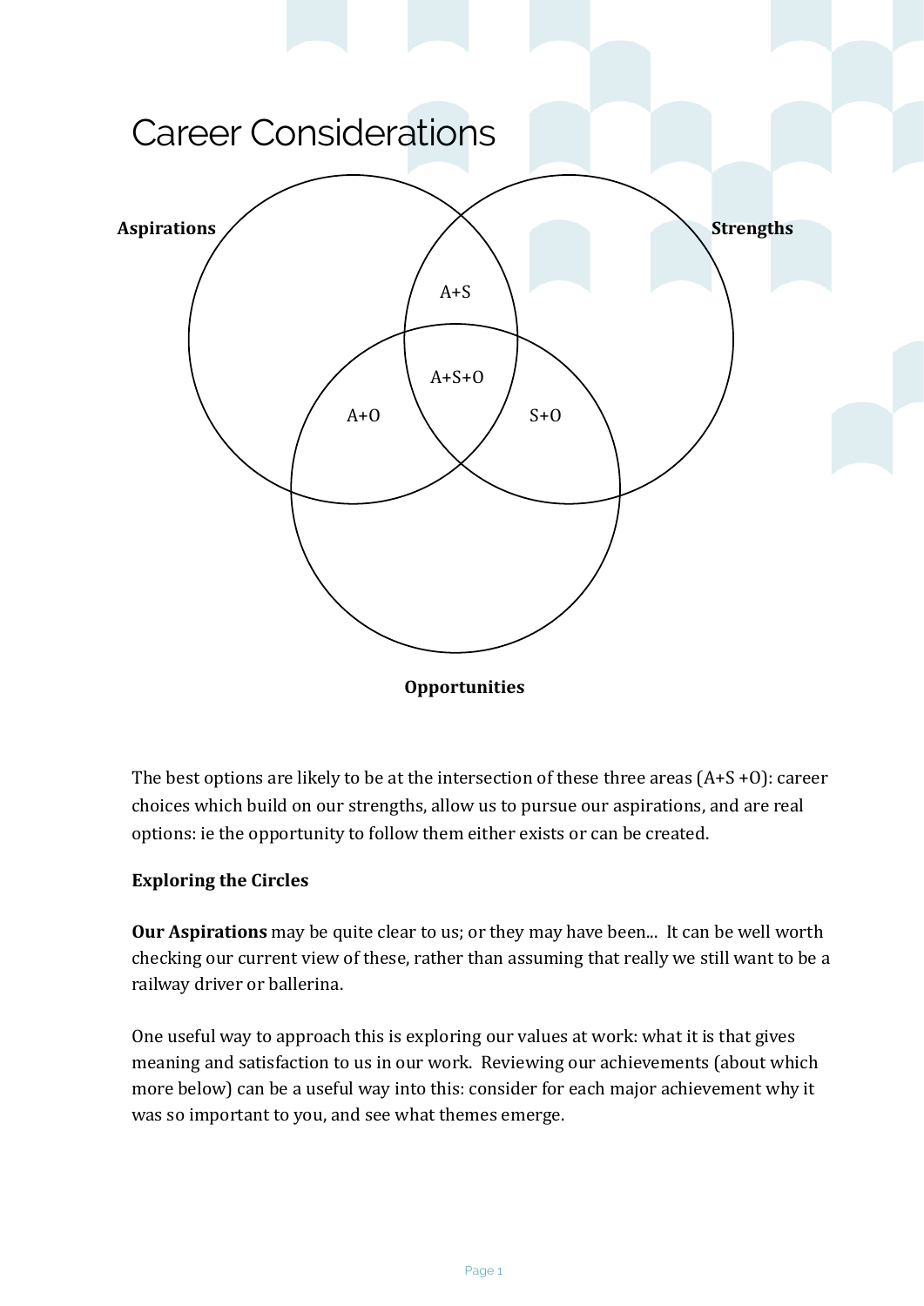# Career Considerations

Aspirations

Strengths

A+S

A+S+O

A+O

S+O

Opportunities

The best options are likely to be at the intersection of these three areas (A+S +O): career choices which build on our strengths, allow us to pursue our aspirations, and are real options: ie the opportunity to follow them either exists or can be created.

**Exploring the Circles**

**Our Aspirations** may be quite clear to us; or they may have been... It can be well worth checking our current view of these, rather than assuming that really we still want to be a railway driver or ballerina.

One useful way to approach this is exploring our values at work: what it is that gives meaning and satisfaction to us in our work. Reviewing our achievements (about which more below) can be a useful way into this: consider for each major achievement why it was so important to you, and see what themes emerge.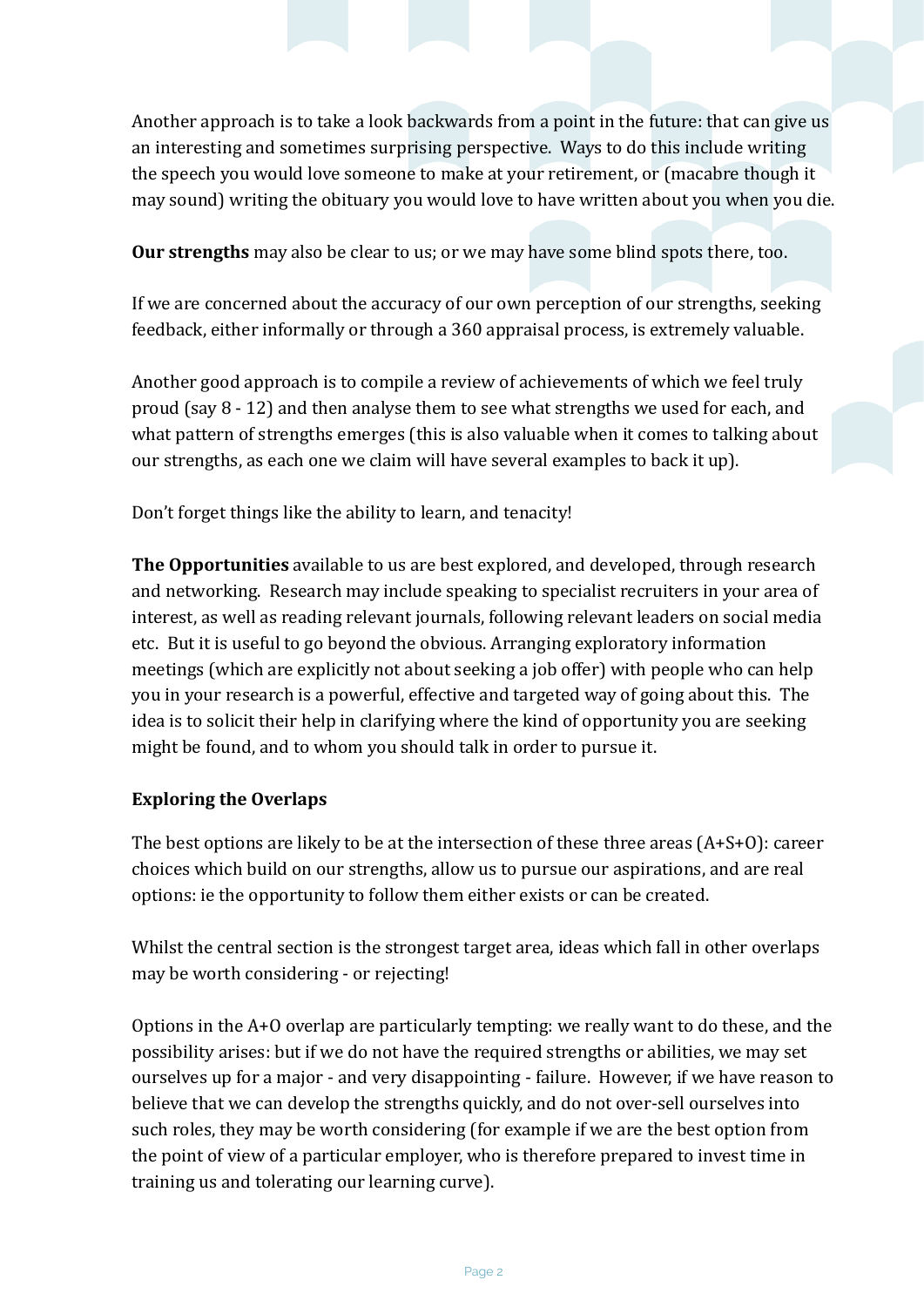Another approach is to take a look backwards from a point in the future: that can give us an interesting and sometimes surprising perspective. Ways to do this include writing the speech you would love someone to make at your retirement, or (macabre though it may sound) writing the obituary you would love to have written about you when you die.

**Our strengths** may also be clear to us; or we may have some blind spots there, too.

If we are concerned about the accuracy of our own perception of our strengths, seeking feedback, either informally or through a 360 appraisal process, is extremely valuable.

Another good approach is to compile a review of achievements of which we feel truly proud (say 8 - 12) and then analyse them to see what strengths we used for each, and what pattern of strengths emerges (this is also valuable when it comes to talking about our strengths, as each one we claim will have several examples to back it up).

Don't forget things like the ability to learn, and tenacity!

**The Opportunities** available to us are best explored, and developed, through research and networking. Research may include speaking to specialist recruiters in your area of interest, as well as reading relevant journals, following relevant leaders on social media etc. But it is useful to go beyond the obvious. Arranging exploratory information meetings (which are explicitly not about seeking a job offer) with people who can help you in your research is a powerful, effective and targeted way of going about this. The idea is to solicit their help in clarifying where the kind of opportunity you are seeking might be found, and to whom you should talk in order to pursue it.

**Exploring the Overlaps**

The best options are likely to be at the intersection of these three areas (A+S+O): career choices which build on our strengths, allow us to pursue our aspirations, and are real options: ie the opportunity to follow them either exists or can be created.

Whilst the central section is the strongest target area, ideas which fall in other overlaps may be worth considering - or rejecting!

Options in the A+O overlap are particularly tempting: we really want to do these, and the possibility arises: but if we do not have the required strengths or abilities, we may set ourselves up for a major - and very disappointing - failure. However, if we have reason to believe that we can develop the strengths quickly, and do not over-sell ourselves into such roles, they may be worth considering (for example if we are the best option from the point of view of a particular employer, who is therefore prepared to invest time in training us and tolerating our learning curve).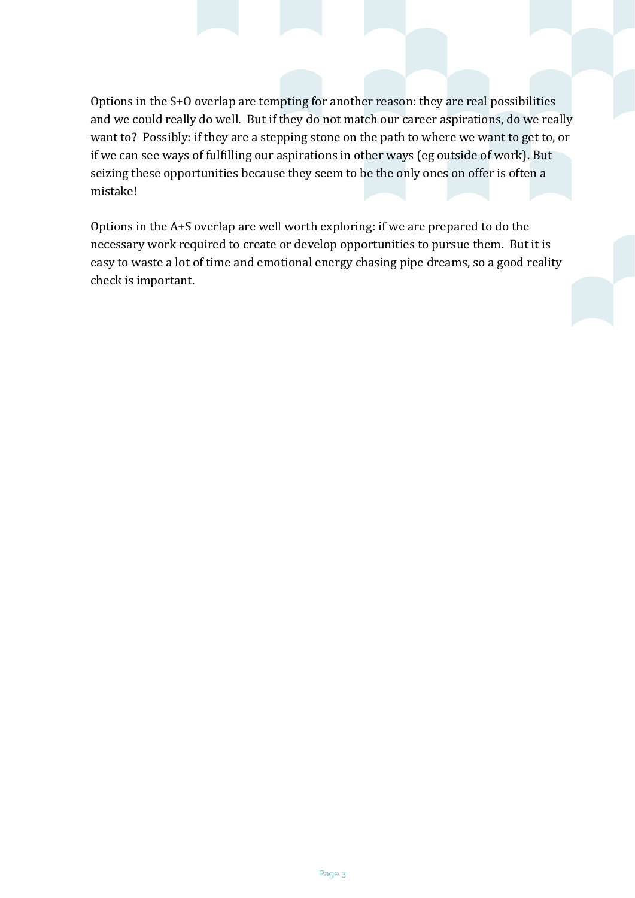Options in the S+O overlap are tempting for another reason: they are real possibilities and we could really do well. But if they do not match our career aspirations, do we really want to? Possibly: if they are a stepping stone on the path to where we want to get to, or if we can see ways of fulfilling our aspirations in other ways (eg outside of work). But seizing these opportunities because they seem to be the only ones on offer is often a mistake!

Options in the A+S overlap are well worth exploring: if we are prepared to do the necessary work required to create or develop opportunities to pursue them. But it is easy to waste a lot of time and emotional energy chasing pipe dreams, so a good reality check is important.